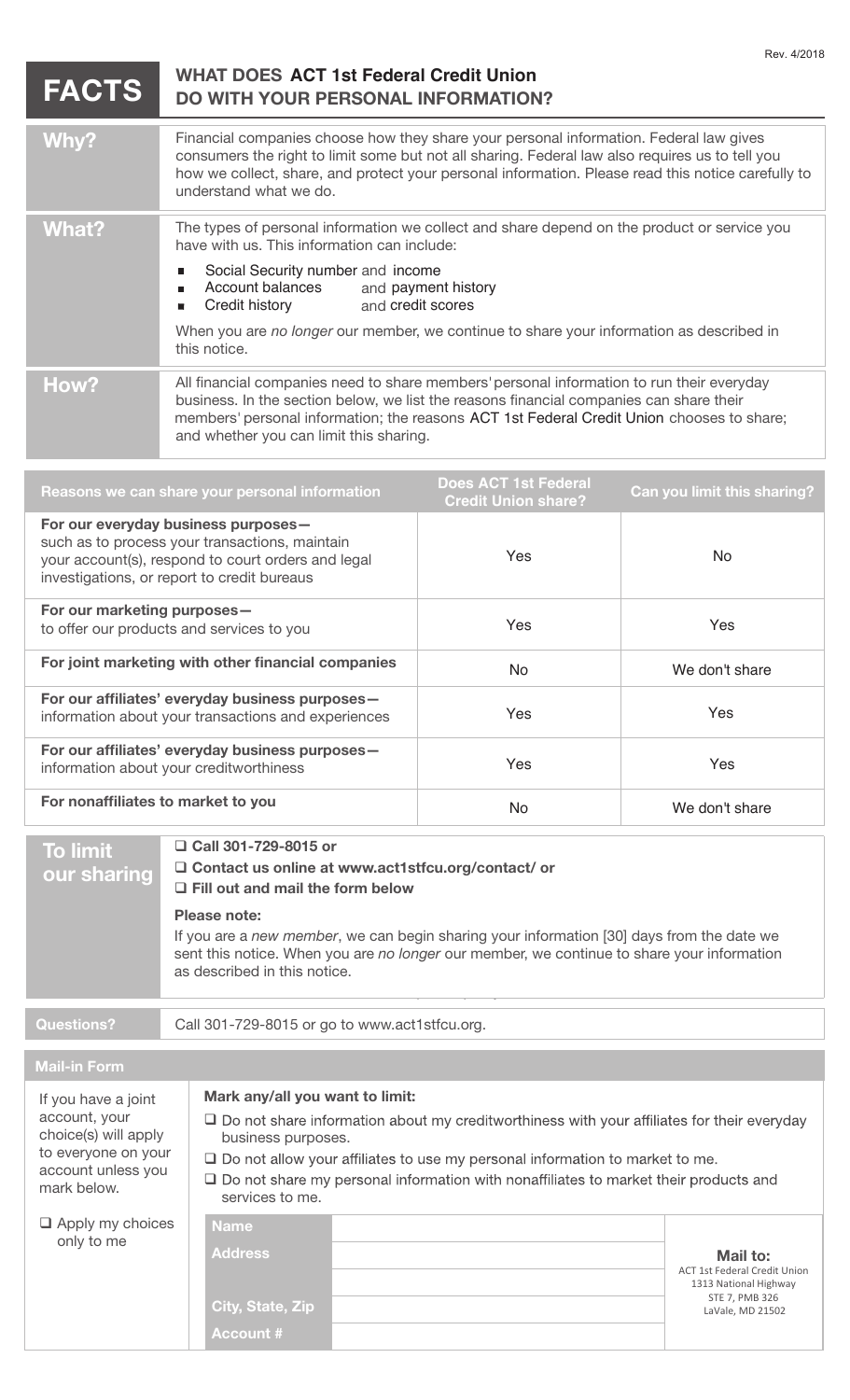Rev. 4/2018

# FACTS — WHAT DOES ACT 1st Federal Credit Union DO WITH YOUR PERSONAL INFORMATION?

| | |
|---|---|
| **Why?** | Financial companies choose how they share your personal information. Federal law gives consumers the right to limit some but not all sharing. Federal law also requires us to tell you how we collect, share, and protect your personal information. Please read this notice carefully to understand what we do. |
| **What?** | The types of personal information we collect and share depend on the product or service you have with us. This information can include:<br>■ Social Security number and income<br>■ Account balances and payment history<br>■ Credit history and credit scores<br><br>When you are *no longer* our member, we continue to share your information as described in this notice. |
| **How?** | All financial companies need to share members' personal information to run their everyday business. In the section below, we list the reasons financial companies can share their members' personal information; the reasons ACT 1st Federal Credit Union chooses to share; and whether you can limit this sharing. |

| Reasons we can share your personal information | Does ACT 1st Federal Credit Union share? | Can you limit this sharing? |
|---|---|---|
| **For our everyday business purposes—** such as to process your transactions, maintain your account(s), respond to court orders and legal investigations, or report to credit bureaus | Yes | No |
| **For our marketing purposes—** to offer our products and services to you | Yes | Yes |
| **For joint marketing with other financial companies** | No | We don't share |
| **For our affiliates' everyday business purposes—** information about your transactions and experiences | Yes | Yes |
| **For our affiliates' everyday business purposes—** information about your creditworthiness | Yes | Yes |
| **For nonaffiliates to market to you** | No | We don't share |

| | |
|---|---|
| **To limit our sharing** | ❑ **Call 301-729-8015 or**<br>❑ **Contact us online at www.act1stfcu.org/contact/ or**<br>❑ **Fill out and mail the form below**<br><br>**Please note:**<br>If you are a *new member*, we can begin sharing your information [30] days from the date we sent this notice. When you are *no longer* our member, we continue to share your information as described in this notice. |
| **Questions?** | Call 301-729-8015 or go to www.act1stfcu.org. |

## Mail-in Form

If you have a joint account, your choice(s) will apply to everyone on your account unless you mark below.

❑ Apply my choices only to me

**Mark any/all you want to limit:**

❑ Do not share information about my creditworthiness with your affiliates for their everyday business purposes.

❑ Do not allow your affiliates to use my personal information to market to me.

❑ Do not share my personal information with nonaffiliates to market their products and services to me.

| | | |
|---|---|---|
| **Name** | | **Mail to:**<br>ACT 1st Federal Credit Union<br>1313 National Highway<br>STE 7, PMB 326<br>LaVale, MD 21502 |
| **Address** | | |
| | | |
| **City, State, Zip** | | |
| **Account #** | | |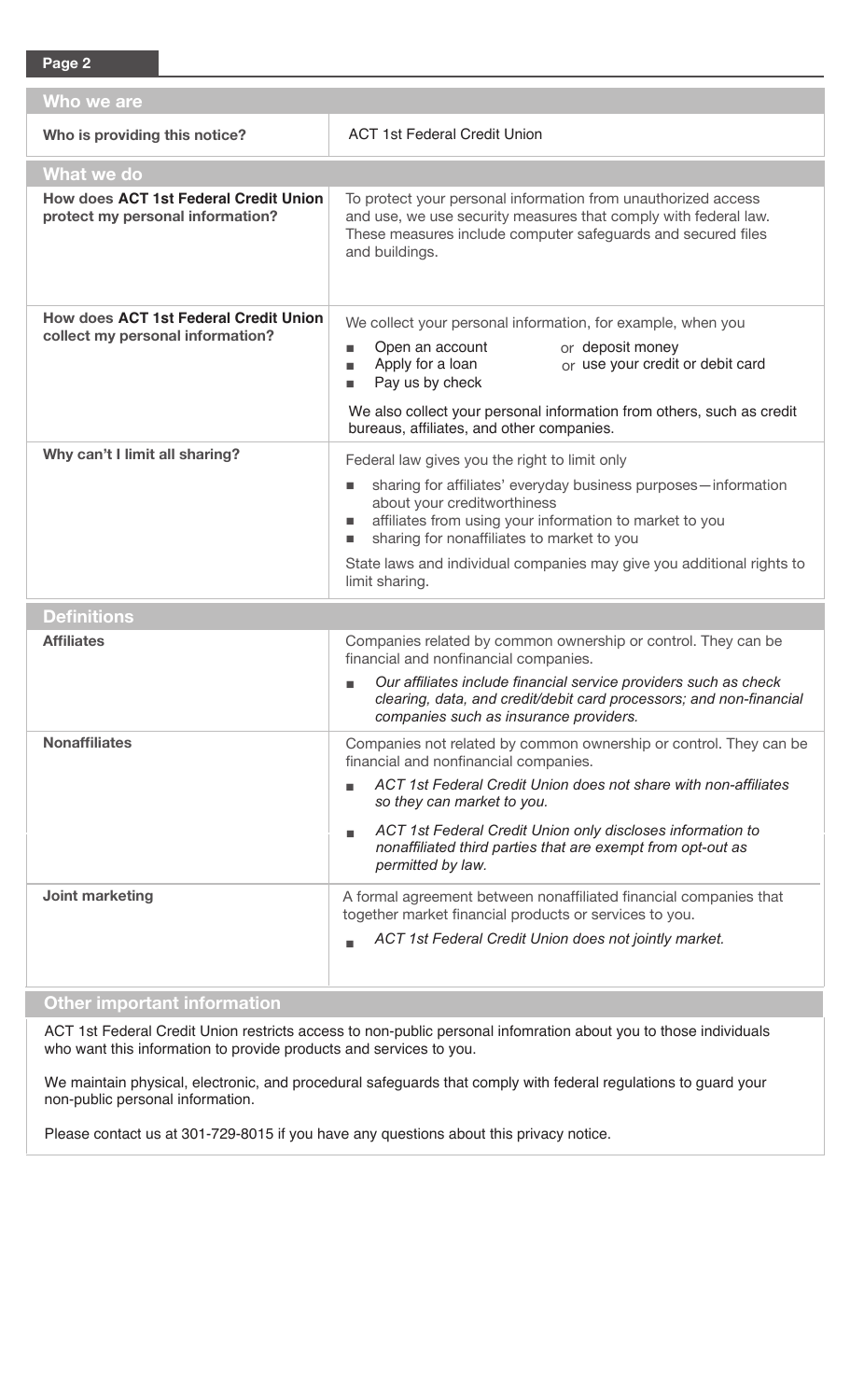## Who we are

| | |
|---|---|
| **Who is providing this notice?** | ACT 1st Federal Credit Union |

## What we do

| | |
|---|---|
| **How does ACT 1st Federal Credit Union protect my personal information?** | To protect your personal information from unauthorized access and use, we use security measures that comply with federal law. These measures include computer safeguards and secured files and buildings. |
| **How does ACT 1st Federal Credit Union collect my personal information?** | We collect your personal information, for example, when you<br>■ Open an account or deposit money<br>■ Apply for a loan or use your credit or debit card<br>■ Pay us by check<br><br>We also collect your personal information from others, such as credit bureaus, affiliates, and other companies. |
| **Why can't I limit all sharing?** | Federal law gives you the right to limit only<br>■ sharing for affiliates' everyday business purposes—information about your creditworthiness<br>■ affiliates from using your information to market to you<br>■ sharing for nonaffiliates to market to you<br><br>State laws and individual companies may give you additional rights to limit sharing. |

## Definitions

| | |
|---|---|
| **Affiliates** | Companies related by common ownership or control. They can be financial and nonfinancial companies.<br>■ *Our affiliates include financial service providers such as check clearing, data, and credit/debit card processors; and non-financial companies such as insurance providers.* |
| **Nonaffiliates** | Companies not related by common ownership or control. They can be financial and nonfinancial companies.<br>■ *ACT 1st Federal Credit Union does not share with non-affiliates so they can market to you.*<br>■ *ACT 1st Federal Credit Union only discloses information to nonaffiliated third parties that are exempt from opt-out as permitted by law.* |
| **Joint marketing** | A formal agreement between nonaffiliated financial companies that together market financial products or services to you.<br>■ *ACT 1st Federal Credit Union does not jointly market.* |

## Other important information

ACT 1st Federal Credit Union restricts access to non-public personal infomration about you to those individuals who want this information to provide products and services to you.

We maintain physical, electronic, and procedural safeguards that comply with federal regulations to guard your non-public personal information.

Please contact us at 301-729-8015 if you have any questions about this privacy notice.